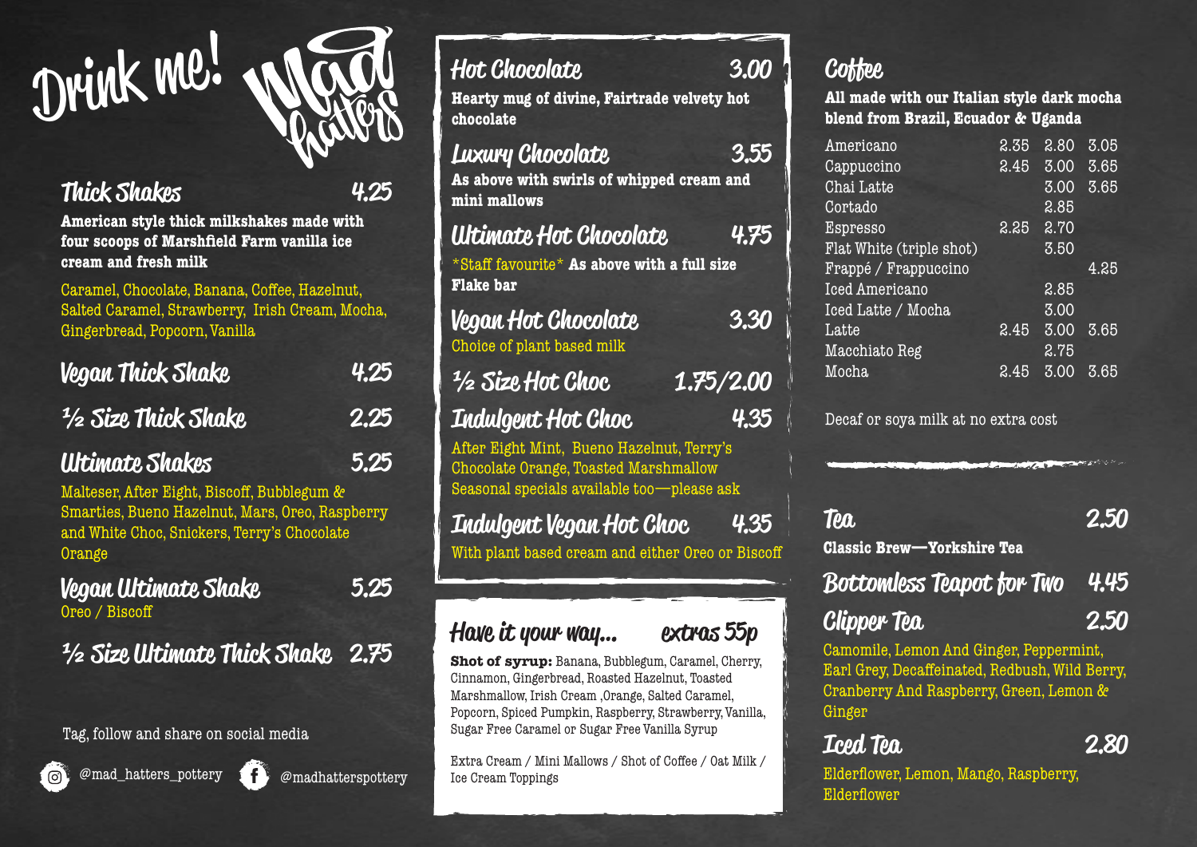# Drink me! Mad hatters

## Thick Shakes 4.25

**American style thick milkshakes made with four scoops of Marshfield Farm vanilla ice cream and fresh milk**

Caramel, Chocolate, Banana, Coffee, Hazelnut, Salted Caramel, Strawberry, Irish Cream, Mocha, Gingerbread, Popcorn, Vanilla

## Vegan Thick Shake 4.25

## ½ Size Thick Shake 2.25

## Ultimate Shakes 5.25

Malteser, After Eight, Biscoff, Bubblegum & Smarties, Bueno Hazelnut, Mars, Oreo, Raspberry and White Choc, Snickers, Terry's Chocolate Orange

## Vegan Ultimate Shake 5.25

Oreo / Biscoff

## ½ Size Ultimate Thick Shake 2.75

Tag, follow and share on social media

@mad_hatters_pottery @madhatterspottery

## Hot Chocolate 3.00

**Hearty mug of divine, Fairtrade velvety hot chocolate**

## Luxury Chocolate 3.55

**As above with swirls of whipped cream and mini mallows**

## Ultimate Hot Chocolate 4.75

*Staff favourite* **As above with a full size Flake bar**

## Vegan Hot Chocolate 3.30

Choice of plant based milk

## ½ Size Hot Choc 1.75/2.00

## Indulgent Hot Choc 4.35

After Eight Mint, Bueno Hazelnut, Terry's Chocolate Orange, Toasted Marshmallow
Seasonal specials available too—please ask

## Indulgent Vegan Hot Choc 4.35

With plant based cream and either Oreo or Biscoff

## Have it your way... extras 55p

**Shot of syrup:** Banana, Bubblegum, Caramel, Cherry, Cinnamon, Gingerbread, Roasted Hazelnut, Toasted Marshmallow, Irish Cream ,Orange, Salted Caramel, Popcorn, Spiced Pumpkin, Raspberry, Strawberry, Vanilla, Sugar Free Caramel or Sugar Free Vanilla Syrup

Extra Cream / Mini Mallows / Shot of Coffee / Oat Milk / Ice Cream Toppings

## Coffee

**All made with our Italian style dark mocha blend from Brazil, Ecuador & Uganda**

| | | | |
|---|---|---|---|
| Americano | 2.35 | 2.80 | 3.05 |
| Cappuccino | 2.45 | 3.00 | 3.65 |
| Chai Latte | | 3.00 | 3.65 |
| Cortado | | 2.85 | |
| Espresso | 2.25 | 2.70 | |
| Flat White (triple shot) | | 3.50 | |
| Frappé / Frappuccino | | | 4.25 |
| Iced Americano | | 2.85 | |
| Iced Latte / Mocha | | 3.00 | |
| Latte | 2.45 | 3.00 | 3.65 |
| Macchiato Reg | | 2.75 | |
| Mocha | 2.45 | 3.00 | 3.65 |

Decaf or soya milk at no extra cost

## Tea 2.50

**Classic Brew—Yorkshire Tea**

## Bottomless Teapot for Two 4.45

## Clipper Tea 2.50

Camomile, Lemon And Ginger, Peppermint, Earl Grey, Decaffeinated, Redbush, Wild Berry, Cranberry And Raspberry, Green, Lemon & Ginger

## Iced Tea 2.80

Elderflower, Lemon, Mango, Raspberry, Elderflower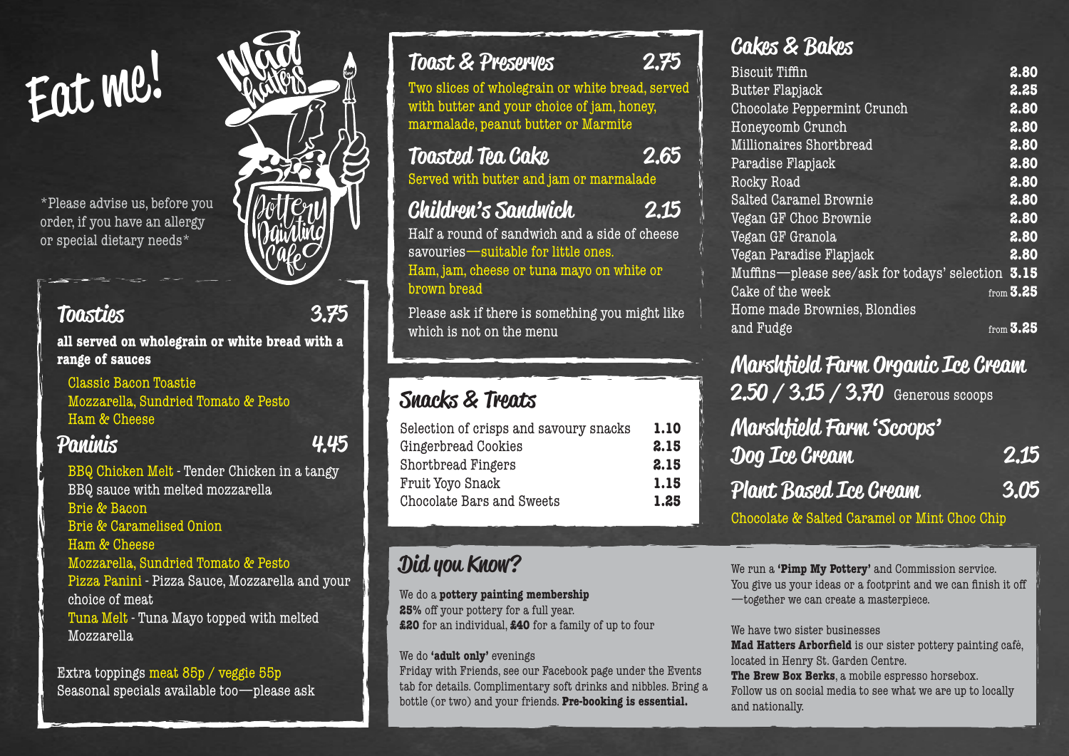# Eat me!

Mad Hatters Pottery Painting Cafe

*Please advise us, before you order, if you have an allergy or special dietary needs*

## Toasties 3.75

**all served on wholegrain or white bread with a range of sauces**

- Classic Bacon Toastie
- Mozzarella, Sundried Tomato & Pesto
- Ham & Cheese

## Paninis 4.45

- BBQ Chicken Melt - Tender Chicken in a tangy BBQ sauce with melted mozzarella
- Brie & Bacon
- Brie & Caramelised Onion
- Ham & Cheese
- Mozzarella, Sundried Tomato & Pesto
- Pizza Panini - Pizza Sauce, Mozzarella and your choice of meat
- Tuna Melt - Tuna Mayo topped with melted Mozzarella

Extra toppings meat 85p / veggie 55p
Seasonal specials available too—please ask

## Toast & Preserves 2.75

Two slices of wholegrain or white bread, served with butter and your choice of jam, honey, marmalade, peanut butter or Marmite

## Toasted Tea Cake 2.65

Served with butter and jam or marmalade

## Children's Sandwich 2.15

Half a round of sandwich and a side of cheese savouries—suitable for little ones.
Ham, jam, cheese or tuna mayo on white or brown bread

Please ask if there is something you might like which is not on the menu

## Snacks & Treats

| | |
|---|---|
| Selection of crisps and savoury snacks | 1.10 |
| Gingerbread Cookies | 2.15 |
| Shortbread Fingers | 2.15 |
| Fruit Yoyo Snack | 1.15 |
| Chocolate Bars and Sweets | 1.25 |

## Cakes & Bakes

| | |
|---|---|
| Biscuit Tiffin | 2.80 |
| Butter Flapjack | 2.25 |
| Chocolate Peppermint Crunch | 2.80 |
| Honeycomb Crunch | 2.80 |
| Millionaires Shortbread | 2.80 |
| Paradise Flapjack | 2.80 |
| Rocky Road | 2.80 |
| Salted Caramel Brownie | 2.80 |
| Vegan GF Choc Brownie | 2.80 |
| Vegan GF Granola | 2.80 |
| Vegan Paradise Flapjack | 2.80 |
| Muffins—please see/ask for todays' selection | 3.15 |
| Cake of the week | from 3.25 |
| Home made Brownies, Blondies and Fudge | from 3.25 |

## Marshfield Farm Organic Ice Cream

2.50 / 3.15 / 3.70 Generous scoops

## Marshfield Farm 'Scoops' Dog Ice Cream 2.15

## Plant Based Ice Cream 3.05

Chocolate & Salted Caramel or Mint Choc Chip

## Did you Know?

We do a **pottery painting membership**
**25%** off your pottery for a full year.
**£20** for an individual, **£40** for a family of up to four

We do **'adult only'** evenings
Friday with Friends, see our Facebook page under the Events tab for details. Complimentary soft drinks and nibbles. Bring a bottle (or two) and your friends. **Pre-booking is essential.**

We run a **'Pimp My Pottery'** and Commission service. You give us your ideas or a footprint and we can finish it off—together we can create a masterpiece.

We have two sister businesses
**Mad Hatters Arborfield** is our sister pottery painting café, located in Henry St. Garden Centre.
**The Brew Box Berks**, a mobile espresso horsebox.
Follow us on social media to see what we are up to locally and nationally.